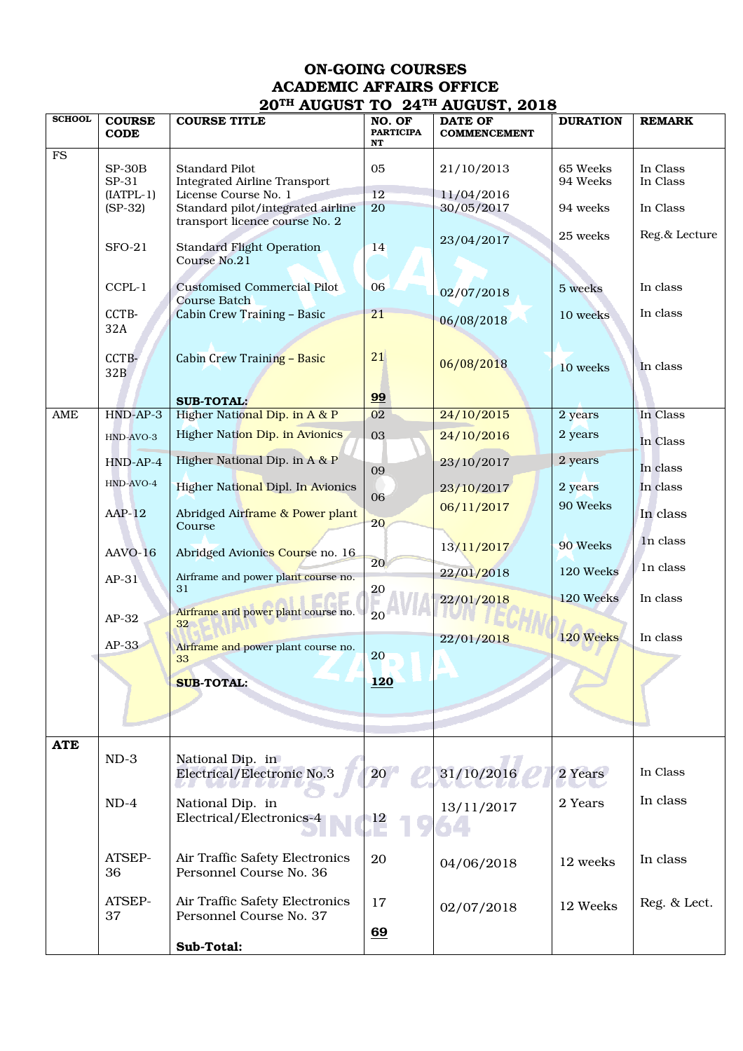# ON-GOING COURSES
# ACADEMIC AFFAIRS OFFICE
## 20TH AUGUST TO 24TH AUGUST, 2018

| SCHOOL | COURSE CODE | COURSE TITLE | NO. OF PARTICIPANT | DATE OF COMMENCEMENT | DURATION | REMARK |
|---|---|---|---|---|---|---|
| FS | SP-30B | Standard Pilot | 05 | 21/10/2013 | 65 Weeks | In Class |
| | SP-31 (IATPL-1) | Integrated Airline Transport License Course No. 1 | 12 | 11/04/2016 | 94 Weeks | In Class |
| | (SP-32) | Standard pilot/integrated airline transport licence course No. 2 | 20 | 30/05/2017 | 94 weeks | In Class |
| | SFO-21 | Standard Flight Operation Course No.21 | 14 | 23/04/2017 | 25 weeks | Reg.& Lecture |
| | CCPL-1 | Customised Commercial Pilot Course Batch | 06 | 02/07/2018 | 5 weeks | In class |
| | CCTB-32A | Cabin Crew Training – Basic | 21 | 06/08/2018 | 10 weeks | In class |
| | CCTB-32B | Cabin Crew Training – Basic | 21 | 06/08/2018 | 10 weeks | In class |
| | | **SUB-TOTAL:** | **99** | | | |
| AME | HND-AP-3 | Higher National Dip. in A & P | 02 | 24/10/2015 | 2 years | In Class |
| | HND-AVO-3 | Higher Nation Dip. in Avionics | 03 | 24/10/2016 | 2 years | In Class |
| | HND-AP-4 | Higher National Dip. in A & P | 09 | 23/10/2017 | 2 years | In class |
| | HND-AVO-4 | Higher National Dipl. In Avionics | 06 | 23/10/2017 | 2 years | In class |
| | AAP-12 | Abridged Airframe & Power plant Course | 20 | 06/11/2017 | 90 Weeks | In class |
| | AAVO-16 | Abridged Avionics Course no. 16 | 20 | 13/11/2017 | 90 Weeks | In class |
| | AP-31 | Airframe and power plant course no. 31 | 20 | 22/01/2018 | 120 Weeks | In class |
| | AP-32 | Airframe and power plant course no. 32 | 20 | 22/01/2018 | 120 Weeks | In class |
| | AP-33 | Airframe and power plant course no. 33 | 20 | 22/01/2018 | 120 Weeks | In class |
| | | **SUB-TOTAL:** | **120** | | | |
| **ATE** | ND-3 | National Dip. in Electrical/Electronic No.3 | 20 | 31/10/2016 | 2 Years | In Class |
| | ND-4 | National Dip. in Electrical/Electronics-4 | 12 | 13/11/2017 | 2 Years | In class |
| | ATSEP-36 | Air Traffic Safety Electronics Personnel Course No. 36 | 20 | 04/06/2018 | 12 weeks | In class |
| | ATSEP-37 | Air Traffic Safety Electronics Personnel Course No. 37 | 17 | 02/07/2018 | 12 Weeks | Reg. & Lect. |
| | | **Sub-Total:** | **69** | | | |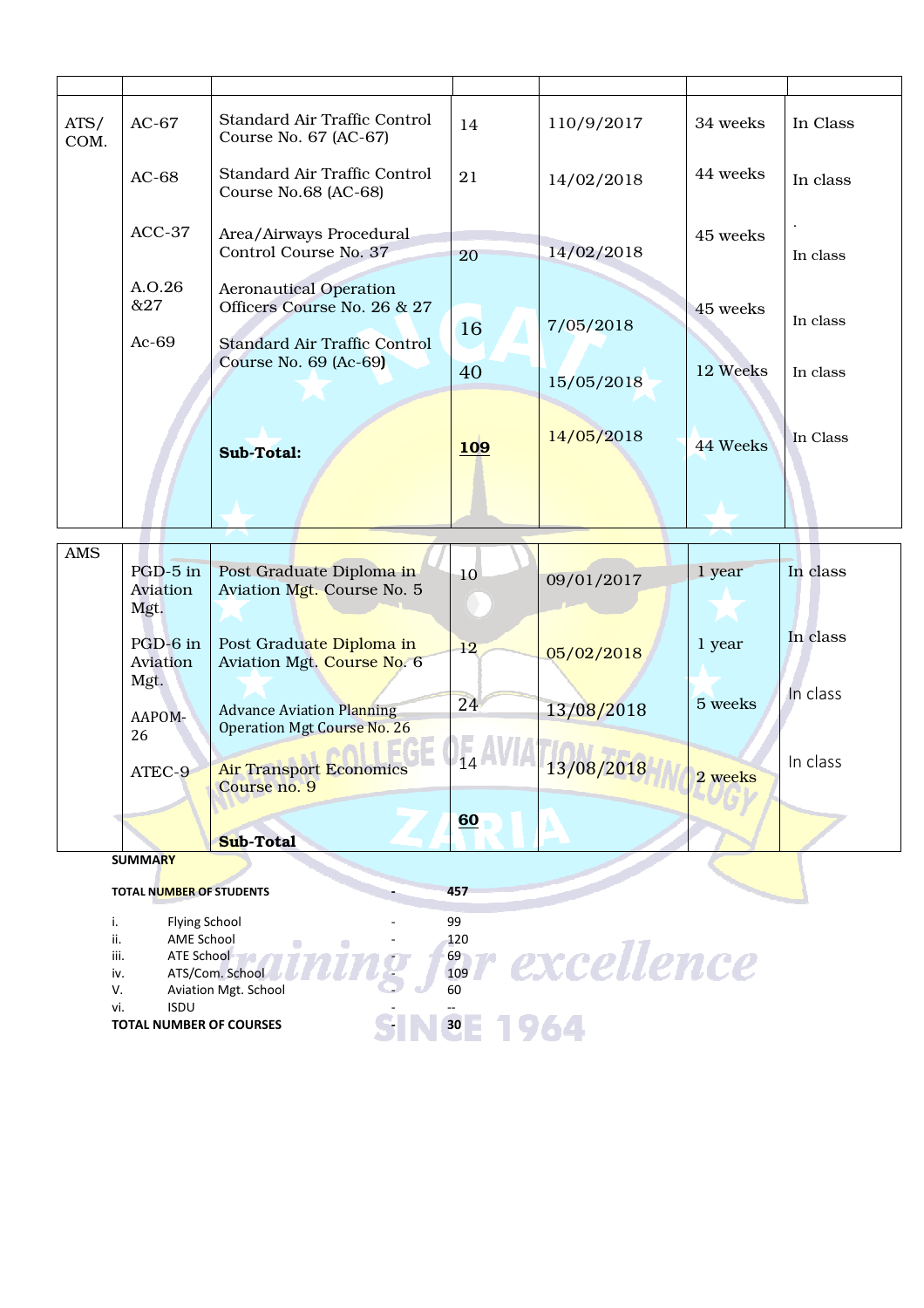| | | | | | | |
|---|---|---|---|---|---|---|
| ATS/ COM. | AC-67 | Standard Air Traffic Control Course No. 67 (AC-67) | 14 | 110/9/2017 | 34 weeks | In Class |
| | AC-68 | Standard Air Traffic Control Course No.68 (AC-68) | 21 | 14/02/2018 | 44 weeks | In class |
| | ACC-37 | Area/Airways Procedural Control Course No. 37 | 20 | 14/02/2018 | 45 weeks | In class |
| | A.O.26 &27 | Aeronautical Operation Officers Course No. 26 & 27 | 16 | 7/05/2018 | 45 weeks | In class |
| | Ac-69 | Standard Air Traffic Control Course No. 69 (Ac-69) | 40 | 15/05/2018 | 12 Weeks | In class |
| | | | | 14/05/2018 | 44 Weeks | In Class |
| | | **Sub-Total:** | **109** | | | |

| | | | | | | |
|---|---|---|---|---|---|---|
| AMS | PGD-5 in Aviation Mgt. | Post Graduate Diploma in Aviation Mgt. Course No. 5 | 10 | 09/01/2017 | 1 year | In class |
| | PGD-6 in Aviation Mgt. | Post Graduate Diploma in Aviation Mgt. Course No. 6 | 12 | 05/02/2018 | 1 year | In class |
| | AAPOM-26 | Advance Aviation Planning Operation Mgt Course No. 26 | 24 | 13/08/2018 | 5 weeks | In class |
| | ATEC-9 | Air Transport Economics Course no. 9 | 14 | 13/08/2018 | 2 weeks | In class |
| | | **Sub-Total** | **60** | | | |

**SUMMARY**

**TOTAL NUMBER OF STUDENTS - 457**

| | | | |
|---|---|---|---|
| i. | Flying School | - | 99 |
| ii. | AME School | - | 120 |
| iii. | ATE School | - | 69 |
| iv. | ATS/Com. School | - | 109 |
| V. | Aviation Mgt. School | - | 60 |
| vi. | ISDU | - | -- |

**TOTAL NUMBER OF COURSES - 30**